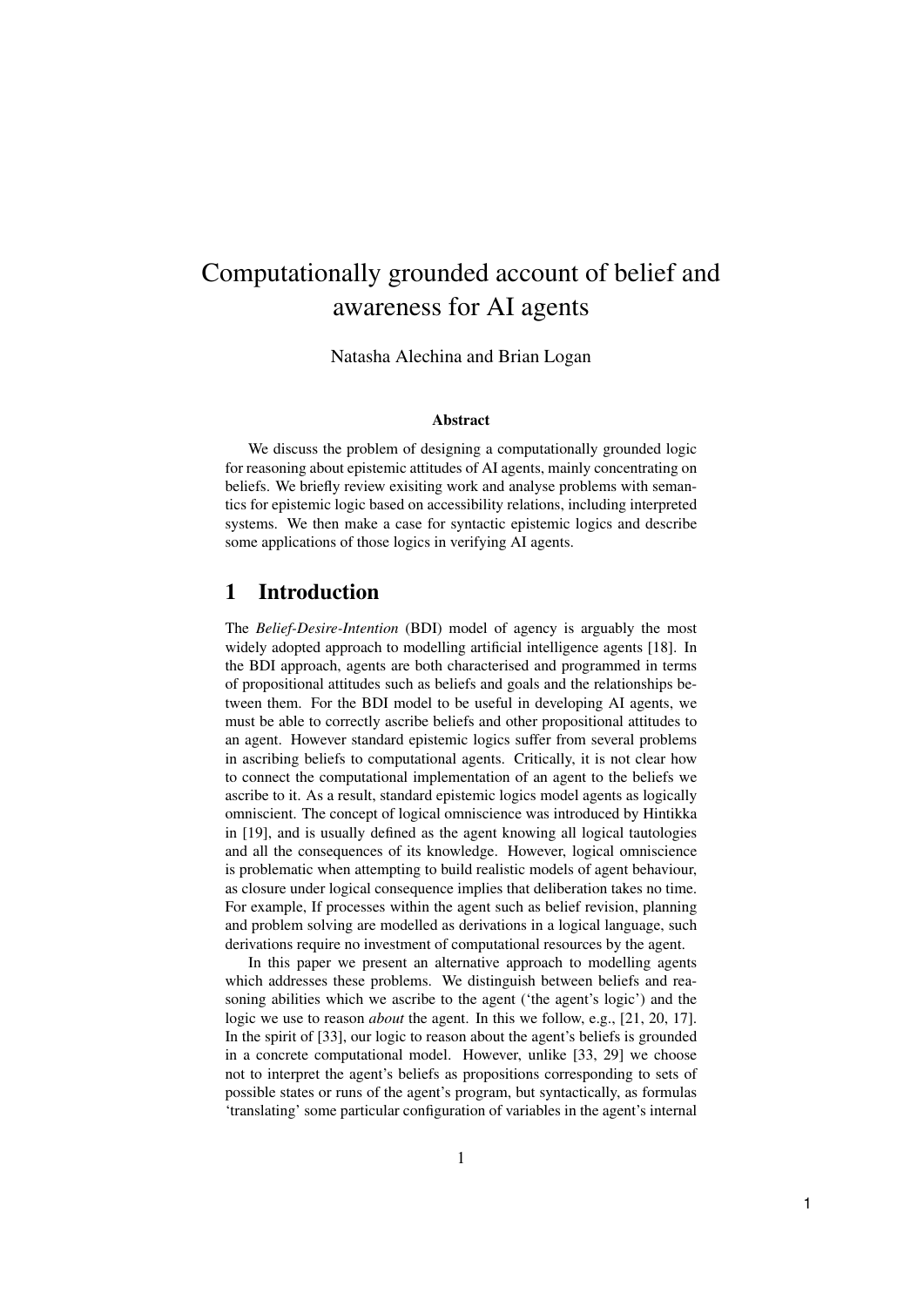# Computationally grounded account of belief and awareness for AI agents

Natasha Alechina and Brian Logan

### Abstract

We discuss the problem of designing a computationally grounded logic for reasoning about epistemic attitudes of AI agents, mainly concentrating on beliefs. We briefly review exisiting work and analyse problems with semantics for epistemic logic based on accessibility relations, including interpreted systems. We then make a case for syntactic epistemic logics and describe some applications of those logics in verifying AI agents.

## 1 Introduction

The *Belief-Desire-Intention* (BDI) model of agency is arguably the most widely adopted approach to modelling artificial intelligence agents [18]. In the BDI approach, agents are both characterised and programmed in terms of propositional attitudes such as beliefs and goals and the relationships between them. For the BDI model to be useful in developing AI agents, we must be able to correctly ascribe beliefs and other propositional attitudes to an agent. However standard epistemic logics suffer from several problems in ascribing beliefs to computational agents. Critically, it is not clear how to connect the computational implementation of an agent to the beliefs we ascribe to it. As a result, standard epistemic logics model agents as logically omniscient. The concept of logical omniscience was introduced by Hintikka in [19], and is usually defined as the agent knowing all logical tautologies and all the consequences of its knowledge. However, logical omniscience is problematic when attempting to build realistic models of agent behaviour, as closure under logical consequence implies that deliberation takes no time. For example, If processes within the agent such as belief revision, planning and problem solving are modelled as derivations in a logical language, such derivations require no investment of computational resources by the agent.

In this paper we present an alternative approach to modelling agents which addresses these problems. We distinguish between beliefs and reasoning abilities which we ascribe to the agent ('the agent's logic') and the logic we use to reason *about* the agent. In this we follow, e.g., [21, 20, 17]. In the spirit of [33], our logic to reason about the agent's beliefs is grounded in a concrete computational model. However, unlike [33, 29] we choose not to interpret the agent's beliefs as propositions corresponding to sets of possible states or runs of the agent's program, but syntactically, as formulas 'translating' some particular configuration of variables in the agent's internal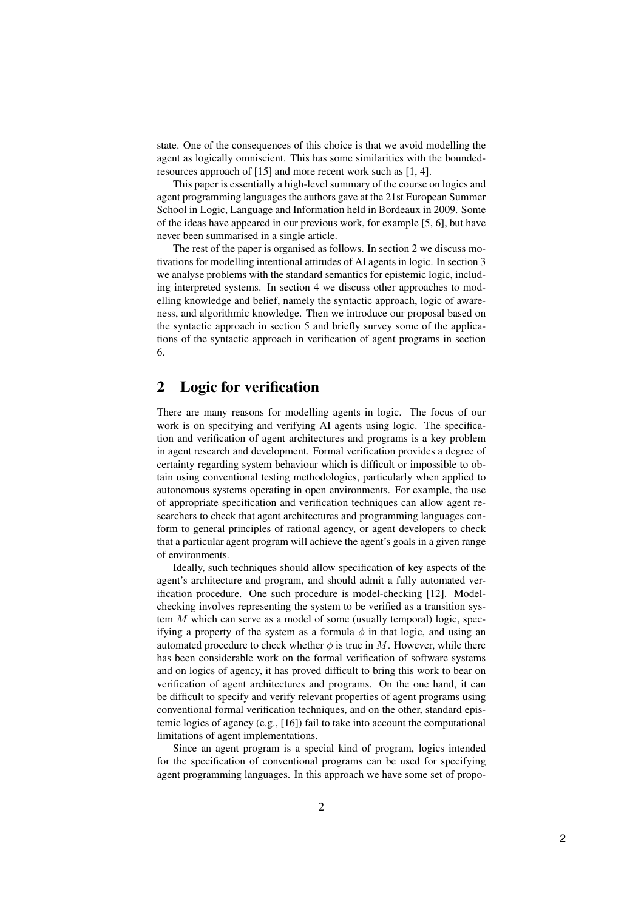state. One of the consequences of this choice is that we avoid modelling the agent as logically omniscient. This has some similarities with the bounded-resources approach of [15] and more recent work such as [1, 4].

This paper is essentially a high-level summary of the course on logics and agent programming languages the authors gave at the 21st European Summer School in Logic, Language and Information held in Bordeaux in 2009. Some of the ideas have appeared in our previous work, for example [5, 6], but have never been summarised in a single article.

The rest of the paper is organised as follows. In section 2 we discuss motivations for modelling intentional attitudes of AI agents in logic. In section 3 we analyse problems with the standard semantics for epistemic logic, including interpreted systems. In section 4 we discuss other approaches to modelling knowledge and belief, namely the syntactic approach, logic of awareness, and algorithmic knowledge. Then we introduce our proposal based on the syntactic approach in section 5 and briefly survey some of the applications of the syntactic approach in verification of agent programs in section 6.

## 2 Logic for verification

There are many reasons for modelling agents in logic. The focus of our work is on specifying and verifying AI agents using logic. The specification and verification of agent architectures and programs is a key problem in agent research and development. Formal verification provides a degree of certainty regarding system behaviour which is difficult or impossible to obtain using conventional testing methodologies, particularly when applied to autonomous systems operating in open environments. For example, the use of appropriate specification and verification techniques can allow agent researchers to check that agent architectures and programming languages conform to general principles of rational agency, or agent developers to check that a particular agent program will achieve the agent's goals in a given range of environments.

Ideally, such techniques should allow specification of key aspects of the agent's architecture and program, and should admit a fully automated verification procedure. One such procedure is model-checking [12]. Model-checking involves representing the system to be verified as a transition system $M$ which can serve as a model of some (usually temporal) logic, specifying a property of the system as a formula $\phi$ in that logic, and using an automated procedure to check whether $\phi$ is true in $M$. However, while there has been considerable work on the formal verification of software systems and on logics of agency, it has proved difficult to bring this work to bear on verification of agent architectures and programs. On the one hand, it can be difficult to specify and verify relevant properties of agent programs using conventional formal verification techniques, and on the other, standard epistemic logics of agency (e.g., [16]) fail to take into account the computational limitations of agent implementations.

Since an agent program is a special kind of program, logics intended for the specification of conventional programs can be used for specifying agent programming languages. In this approach we have some set of propo-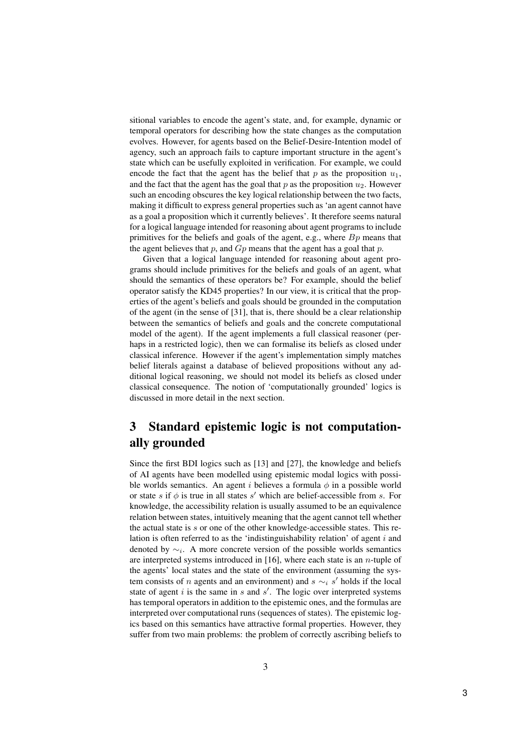sitional variables to encode the agent's state, and, for example, dynamic or temporal operators for describing how the state changes as the computation evolves. However, for agents based on the Belief-Desire-Intention model of agency, such an approach fails to capture important structure in the agent's state which can be usefully exploited in verification. For example, we could encode the fact that the agent has the belief that $p$ as the proposition $u_1$, and the fact that the agent has the goal that $p$ as the proposition $u_2$. However such an encoding obscures the key logical relationship between the two facts, making it difficult to express general properties such as 'an agent cannot have as a goal a proposition which it currently believes'. It therefore seems natural for a logical language intended for reasoning about agent programs to include primitives for the beliefs and goals of the agent, e.g., where $Bp$ means that the agent believes that $p$, and $Gp$ means that the agent has a goal that $p$.

Given that a logical language intended for reasoning about agent programs should include primitives for the beliefs and goals of an agent, what should the semantics of these operators be? For example, should the belief operator satisfy the KD45 properties? In our view, it is critical that the properties of the agent's beliefs and goals should be grounded in the computation of the agent (in the sense of [31], that is, there should be a clear relationship between the semantics of beliefs and goals and the concrete computational model of the agent). If the agent implements a full classical reasoner (perhaps in a restricted logic), then we can formalise its beliefs as closed under classical inference. However if the agent's implementation simply matches belief literals against a database of believed propositions without any additional logical reasoning, we should not model its beliefs as closed under classical consequence. The notion of 'computationally grounded' logics is discussed in more detail in the next section.

# 3 Standard epistemic logic is not computationally grounded

Since the first BDI logics such as [13] and [27], the knowledge and beliefs of AI agents have been modelled using epistemic modal logics with possible worlds semantics. An agent $i$ believes a formula $\phi$ in a possible world or state $s$ if $\phi$ is true in all states $s'$ which are belief-accessible from $s$. For knowledge, the accessibility relation is usually assumed to be an equivalence relation between states, intuitively meaning that the agent cannot tell whether the actual state is $s$ or one of the other knowledge-accessible states. This relation is often referred to as the 'indistinguishability relation' of agent $i$ and denoted by $\sim_i$. A more concrete version of the possible worlds semantics are interpreted systems introduced in [16], where each state is an $n$-tuple of the agents' local states and the state of the environment (assuming the system consists of $n$ agents and an environment) and $s \sim_i s'$ holds if the local state of agent $i$ is the same in $s$ and $s'$. The logic over interpreted systems has temporal operators in addition to the epistemic ones, and the formulas are interpreted over computational runs (sequences of states). The epistemic logics based on this semantics have attractive formal properties. However, they suffer from two main problems: the problem of correctly ascribing beliefs to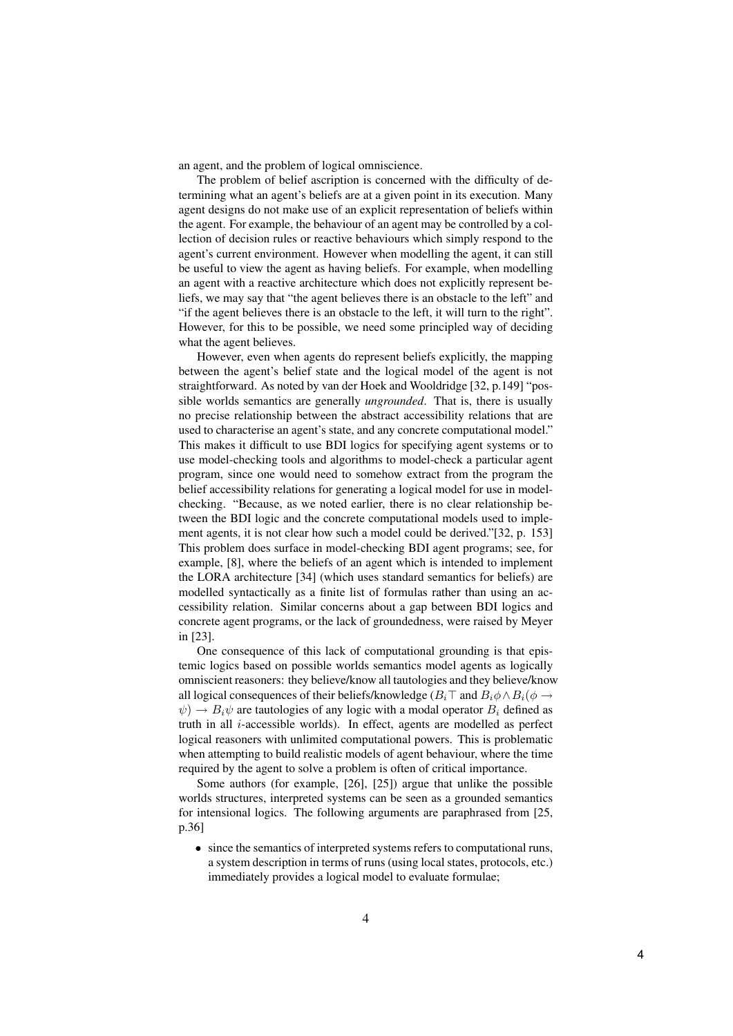an agent, and the problem of logical omniscience.

The problem of belief ascription is concerned with the difficulty of determining what an agent's beliefs are at a given point in its execution. Many agent designs do not make use of an explicit representation of beliefs within the agent. For example, the behaviour of an agent may be controlled by a collection of decision rules or reactive behaviours which simply respond to the agent's current environment. However when modelling the agent, it can still be useful to view the agent as having beliefs. For example, when modelling an agent with a reactive architecture which does not explicitly represent beliefs, we may say that "the agent believes there is an obstacle to the left" and "if the agent believes there is an obstacle to the left, it will turn to the right". However, for this to be possible, we need some principled way of deciding what the agent believes.

However, even when agents do represent beliefs explicitly, the mapping between the agent's belief state and the logical model of the agent is not straightforward. As noted by van der Hoek and Wooldridge [32, p.149] "possible worlds semantics are generally *ungrounded*. That is, there is usually no precise relationship between the abstract accessibility relations that are used to characterise an agent's state, and any concrete computational model." This makes it difficult to use BDI logics for specifying agent systems or to use model-checking tools and algorithms to model-check a particular agent program, since one would need to somehow extract from the program the belief accessibility relations for generating a logical model for use in model-checking. "Because, as we noted earlier, there is no clear relationship between the BDI logic and the concrete computational models used to implement agents, it is not clear how such a model could be derived."[32, p. 153] This problem does surface in model-checking BDI agent programs; see, for example, [8], where the beliefs of an agent which is intended to implement the LORA architecture [34] (which uses standard semantics for beliefs) are modelled syntactically as a finite list of formulas rather than using an accessibility relation. Similar concerns about a gap between BDI logics and concrete agent programs, or the lack of groundedness, were raised by Meyer in [23].

One consequence of this lack of computational grounding is that epistemic logics based on possible worlds semantics model agents as logically omniscient reasoners: they believe/know all tautologies and they believe/know all logical consequences of their beliefs/knowledge ($B_i\top$ and $B_i\phi \wedge B_i(\phi \rightarrow \psi) \rightarrow B_i\psi$ are tautologies of any logic with a modal operator $B_i$ defined as truth in all $i$-accessible worlds). In effect, agents are modelled as perfect logical reasoners with unlimited computational powers. This is problematic when attempting to build realistic models of agent behaviour, where the time required by the agent to solve a problem is often of critical importance.

Some authors (for example, [26], [25]) argue that unlike the possible worlds structures, interpreted systems can be seen as a grounded semantics for intensional logics. The following arguments are paraphrased from [25, p.36]

- since the semantics of interpreted systems refers to computational runs, a system description in terms of runs (using local states, protocols, etc.) immediately provides a logical model to evaluate formulae;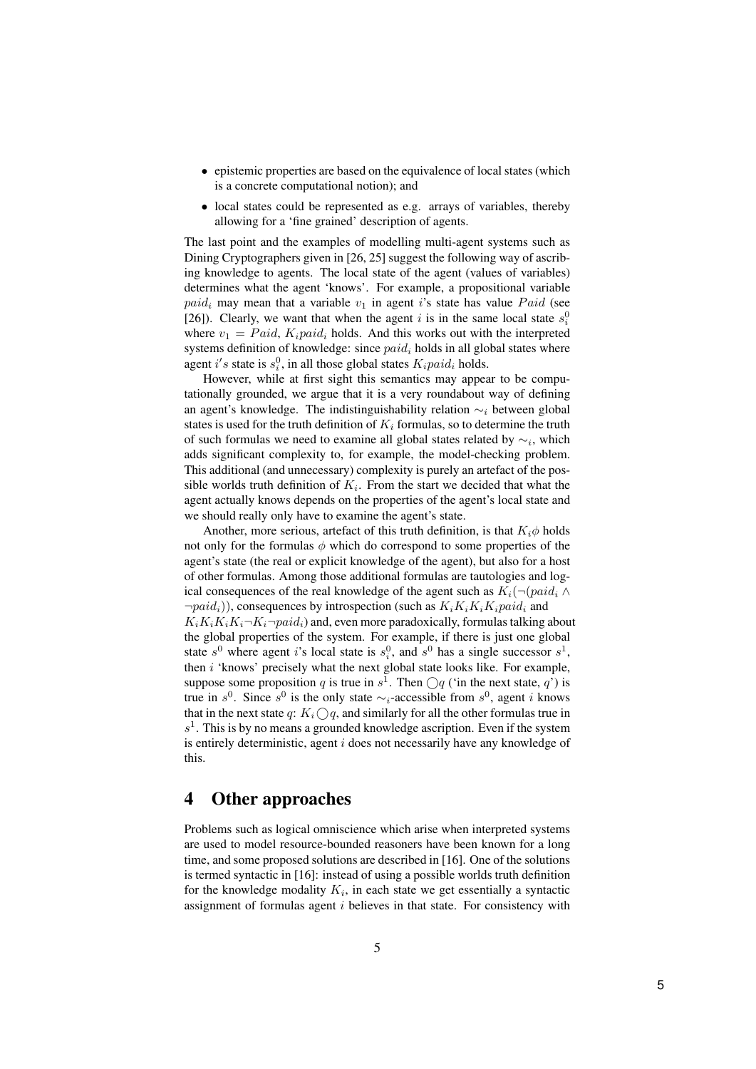- epistemic properties are based on the equivalence of local states (which is a concrete computational notion); and
- local states could be represented as e.g. arrays of variables, thereby allowing for a 'fine grained' description of agents.

The last point and the examples of modelling multi-agent systems such as Dining Cryptographers given in [26, 25] suggest the following way of ascribing knowledge to agents. The local state of the agent (values of variables) determines what the agent 'knows'. For example, a propositional variable $paid_i$ may mean that a variable $v_1$ in agent $i$'s state has value $Paid$ (see [26]). Clearly, we want that when the agent $i$ is in the same local state $s_i^0$ where $v_1 = Paid$, $K_i paid_i$ holds. And this works out with the interpreted systems definition of knowledge: since $paid_i$ holds in all global states where agent $i's$ state is $s_i^0$, in all those global states $K_i paid_i$ holds.

However, while at first sight this semantics may appear to be computationally grounded, we argue that it is a very roundabout way of defining an agent's knowledge. The indistinguishability relation $\sim_i$ between global states is used for the truth definition of $K_i$ formulas, so to determine the truth of such formulas we need to examine all global states related by $\sim_i$, which adds significant complexity to, for example, the model-checking problem. This additional (and unnecessary) complexity is purely an artefact of the possible worlds truth definition of $K_i$. From the start we decided that what the agent actually knows depends on the properties of the agent's local state and we should really only have to examine the agent's state.

Another, more serious, artefact of this truth definition, is that $K_i\phi$ holds not only for the formulas $\phi$ which do correspond to some properties of the agent's state (the real or explicit knowledge of the agent), but also for a host of other formulas. Among those additional formulas are tautologies and logical consequences of the real knowledge of the agent such as $K_i(\neg(paid_i \wedge \neg paid_i))$, consequences by introspection (such as $K_iK_iK_iK_ipaid_i$ and $K_iK_iK_iK_i\neg K_i\neg paid_i$) and, even more paradoxically, formulas talking about the global properties of the system. For example, if there is just one global state $s^0$ where agent $i$'s local state is $s_i^0$, and $s^0$ has a single successor $s^1$, then $i$ 'knows' precisely what the next global state looks like. For example, suppose some proposition $q$ is true in $s^1$. Then $\bigcirc q$ ('in the next state, $q$') is true in $s^0$. Since $s^0$ is the only state $\sim_i$-accessible from $s^0$, agent $i$ knows that in the next state $q$: $K_i\bigcirc q$, and similarly for all the other formulas true in $s^1$. This is by no means a grounded knowledge ascription. Even if the system is entirely deterministic, agent $i$ does not necessarily have any knowledge of this.

## 4 Other approaches

Problems such as logical omniscience which arise when interpreted systems are used to model resource-bounded reasoners have been known for a long time, and some proposed solutions are described in [16]. One of the solutions is termed syntactic in [16]: instead of using a possible worlds truth definition for the knowledge modality $K_i$, in each state we get essentially a syntactic assignment of formulas agent $i$ believes in that state. For consistency with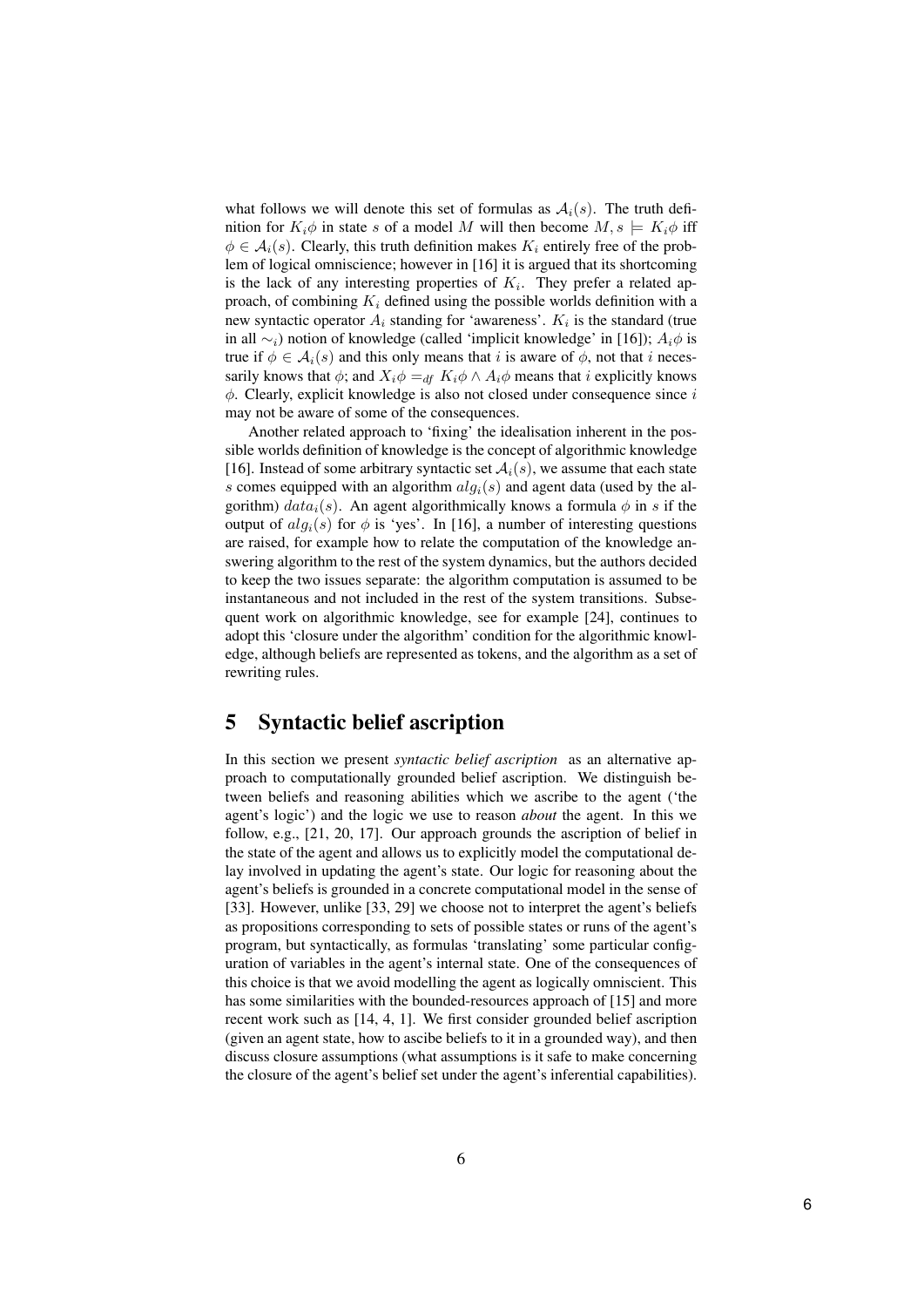what follows we will denote this set of formulas as $\mathcal{A}_i(s)$. The truth definition for $K_i\phi$ in state $s$ of a model $M$ will then become $M, s \models K_i\phi$ iff $\phi \in \mathcal{A}_i(s)$. Clearly, this truth definition makes $K_i$ entirely free of the problem of logical omniscience; however in [16] it is argued that its shortcoming is the lack of any interesting properties of $K_i$. They prefer a related approach, of combining $K_i$ defined using the possible worlds definition with a new syntactic operator $A_i$ standing for 'awareness'. $K_i$ is the standard (true in all $\sim_i$) notion of knowledge (called 'implicit knowledge' in [16]); $A_i\phi$ is true if $\phi \in \mathcal{A}_i(s)$ and this only means that $i$ is aware of $\phi$, not that $i$ necessarily knows that $\phi$; and $X_i\phi =_{df} K_i\phi \wedge A_i\phi$ means that $i$ explicitly knows $\phi$. Clearly, explicit knowledge is also not closed under consequence since $i$ may not be aware of some of the consequences.

Another related approach to 'fixing' the idealisation inherent in the possible worlds definition of knowledge is the concept of algorithmic knowledge [16]. Instead of some arbitrary syntactic set $\mathcal{A}_i(s)$, we assume that each state $s$ comes equipped with an algorithm $alg_i(s)$ and agent data (used by the algorithm) $data_i(s)$. An agent algorithmically knows a formula $\phi$ in $s$ if the output of $alg_i(s)$ for $\phi$ is 'yes'. In [16], a number of interesting questions are raised, for example how to relate the computation of the knowledge answering algorithm to the rest of the system dynamics, but the authors decided to keep the two issues separate: the algorithm computation is assumed to be instantaneous and not included in the rest of the system transitions. Subsequent work on algorithmic knowledge, see for example [24], continues to adopt this 'closure under the algorithm' condition for the algorithmic knowledge, although beliefs are represented as tokens, and the algorithm as a set of rewriting rules.

# 5 Syntactic belief ascription

In this section we present *syntactic belief ascription* as an alternative approach to computationally grounded belief ascription. We distinguish between beliefs and reasoning abilities which we ascribe to the agent ('the agent's logic') and the logic we use to reason *about* the agent. In this we follow, e.g., [21, 20, 17]. Our approach grounds the ascription of belief in the state of the agent and allows us to explicitly model the computational delay involved in updating the agent's state. Our logic for reasoning about the agent's beliefs is grounded in a concrete computational model in the sense of [33]. However, unlike [33, 29] we choose not to interpret the agent's beliefs as propositions corresponding to sets of possible states or runs of the agent's program, but syntactically, as formulas 'translating' some particular configuration of variables in the agent's internal state. One of the consequences of this choice is that we avoid modelling the agent as logically omniscient. This has some similarities with the bounded-resources approach of [15] and more recent work such as [14, 4, 1]. We first consider grounded belief ascription (given an agent state, how to ascibe beliefs to it in a grounded way), and then discuss closure assumptions (what assumptions is it safe to make concerning the closure of the agent's belief set under the agent's inferential capabilities).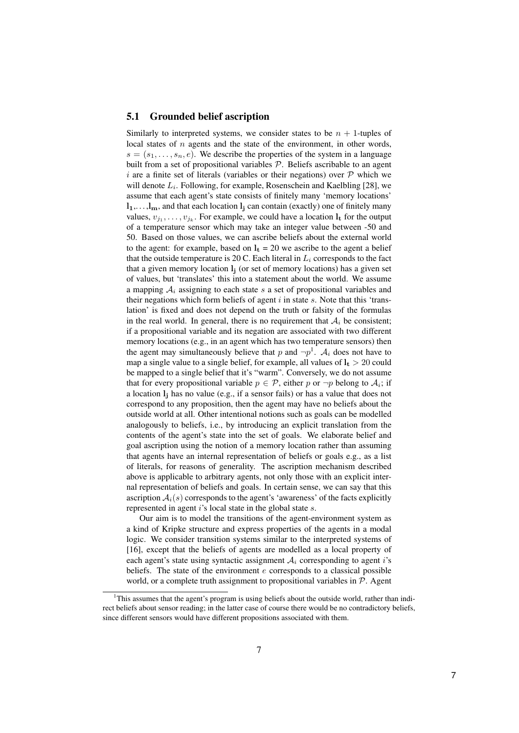### 5.1 Grounded belief ascription

Similarly to interpreted systems, we consider states to be $n+1$-tuples of local states of $n$ agents and the state of the environment, in other words, $s = (s_1, \ldots, s_n, e)$. We describe the properties of the system in a language built from a set of propositional variables $\mathcal{P}$. Beliefs ascribable to an agent $i$ are a finite set of literals (variables or their negations) over $\mathcal{P}$ which we will denote $L_i$. Following, for example, Rosenschein and Kaelbling [28], we assume that each agent's state consists of finitely many 'memory locations' $\mathbf{l_1}, \ldots, \mathbf{l_m}$, and that each location $\mathbf{l_j}$ can contain (exactly) one of finitely many values, $v_{j_1}, \ldots, v_{j_k}$. For example, we could have a location $\mathbf{l_t}$ for the output of a temperature sensor which may take an integer value between -50 and 50. Based on those values, we can ascribe beliefs about the external world to the agent: for example, based on $\mathbf{l_t} = 20$ we ascribe to the agent a belief that the outside temperature is 20 C. Each literal in $L_i$ corresponds to the fact that a given memory location $\mathbf{l_j}$ (or set of memory locations) has a given set of values, but 'translates' this into a statement about the world. We assume a mapping $\mathcal{A}_i$ assigning to each state $s$ a set of propositional variables and their negations which form beliefs of agent $i$ in state $s$. Note that this 'translation' is fixed and does not depend on the truth or falsity of the formulas in the real world. In general, there is no requirement that $\mathcal{A}_i$ be consistent; if a propositional variable and its negation are associated with two different memory locations (e.g., in an agent which has two temperature sensors) then the agent may simultaneously believe that $p$ and $\neg p$[1]. $\mathcal{A}_i$ does not have to map a single value to a single belief, for example, all values of $\mathbf{l_t} > 20$ could be mapped to a single belief that it's "warm". Conversely, we do not assume that for every propositional variable $p \in \mathcal{P}$, either $p$ or $\neg p$ belong to $\mathcal{A}_i$; if a location $\mathbf{l_j}$ has no value (e.g., if a sensor fails) or has a value that does not correspond to any proposition, then the agent may have no beliefs about the outside world at all. Other intentional notions such as goals can be modelled analogously to beliefs, i.e., by introducing an explicit translation from the contents of the agent's state into the set of goals. We elaborate belief and goal ascription using the notion of a memory location rather than assuming that agents have an internal representation of beliefs or goals e.g., as a list of literals, for reasons of generality. The ascription mechanism described above is applicable to arbitrary agents, not only those with an explicit internal representation of beliefs and goals. In certain sense, we can say that this ascription $\mathcal{A}_i(s)$ corresponds to the agent's 'awareness' of the facts explicitly represented in agent $i$'s local state in the global state $s$.

Our aim is to model the transitions of the agent-environment system as a kind of Kripke structure and express properties of the agents in a modal logic. We consider transition systems similar to the interpreted systems of [16], except that the beliefs of agents are modelled as a local property of each agent's state using syntactic assignment $\mathcal{A}_i$ corresponding to agent $i$'s beliefs. The state of the environment $e$ corresponds to a classical possible world, or a complete truth assignment to propositional variables in $\mathcal{P}$. Agent

[1] This assumes that the agent's program is using beliefs about the outside world, rather than indirect beliefs about sensor reading; in the latter case of course there would be no contradictory beliefs, since different sensors would have different propositions associated with them.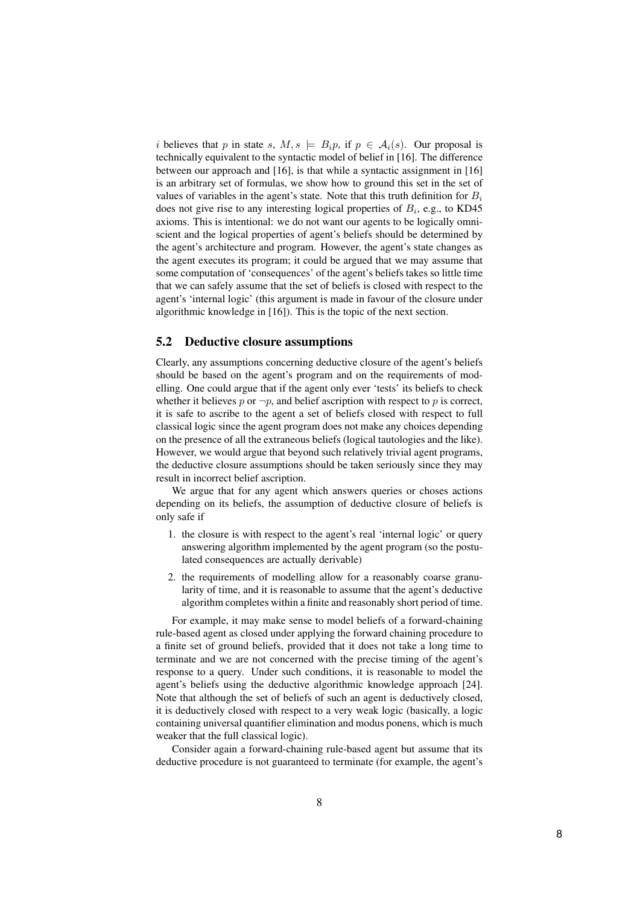$i$ believes that $p$ in state $s$, $M, s \models B_i p$, if $p \in \mathcal{A}_i(s)$. Our proposal is technically equivalent to the syntactic model of belief in [16]. The difference between our approach and [16], is that while a syntactic assignment in [16] is an arbitrary set of formulas, we show how to ground this set in the set of values of variables in the agent's state. Note that this truth definition for $B_i$ does not give rise to any interesting logical properties of $B_i$, e.g., to KD45 axioms. This is intentional: we do not want our agents to be logically omniscient and the logical properties of agent's beliefs should be determined by the agent's architecture and program. However, the agent's state changes as the agent executes its program; it could be argued that we may assume that some computation of 'consequences' of the agent's beliefs takes so little time that we can safely assume that the set of beliefs is closed with respect to the agent's 'internal logic' (this argument is made in favour of the closure under algorithmic knowledge in [16]). This is the topic of the next section.

## 5.2 Deductive closure assumptions

Clearly, any assumptions concerning deductive closure of the agent's beliefs should be based on the agent's program and on the requirements of modelling. One could argue that if the agent only ever 'tests' its beliefs to check whether it believes $p$ or $\neg p$, and belief ascription with respect to $p$ is correct, it is safe to ascribe to the agent a set of beliefs closed with respect to full classical logic since the agent program does not make any choices depending on the presence of all the extraneous beliefs (logical tautologies and the like). However, we would argue that beyond such relatively trivial agent programs, the deductive closure assumptions should be taken seriously since they may result in incorrect belief ascription.

We argue that for any agent which answers queries or choses actions depending on its beliefs, the assumption of deductive closure of beliefs is only safe if

1. the closure is with respect to the agent's real 'internal logic' or query answering algorithm implemented by the agent program (so the postulated consequences are actually derivable)
2. the requirements of modelling allow for a reasonably coarse granularity of time, and it is reasonable to assume that the agent's deductive algorithm completes within a finite and reasonably short period of time.

For example, it may make sense to model beliefs of a forward-chaining rule-based agent as closed under applying the forward chaining procedure to a finite set of ground beliefs, provided that it does not take a long time to terminate and we are not concerned with the precise timing of the agent's response to a query. Under such conditions, it is reasonable to model the agent's beliefs using the deductive algorithmic knowledge approach [24]. Note that although the set of beliefs of such an agent is deductively closed, it is deductively closed with respect to a very weak logic (basically, a logic containing universal quantifier elimination and modus ponens, which is much weaker that the full classical logic).

Consider again a forward-chaining rule-based agent but assume that its deductive procedure is not guaranteed to terminate (for example, the agent's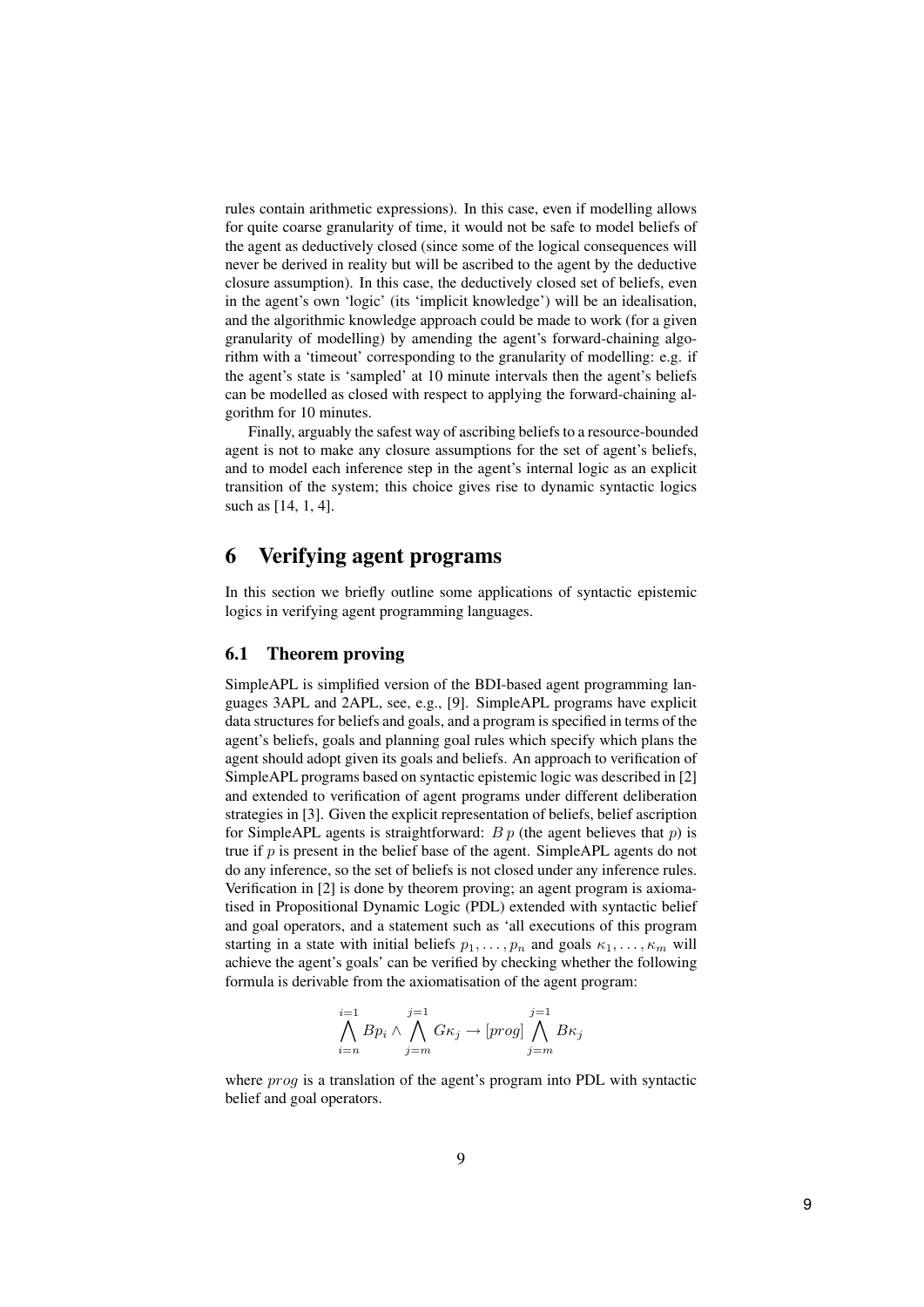rules contain arithmetic expressions). In this case, even if modelling allows for quite coarse granularity of time, it would not be safe to model beliefs of the agent as deductively closed (since some of the logical consequences will never be derived in reality but will be ascribed to the agent by the deductive closure assumption). In this case, the deductively closed set of beliefs, even in the agent's own 'logic' (its 'implicit knowledge') will be an idealisation, and the algorithmic knowledge approach could be made to work (for a given granularity of modelling) by amending the agent's forward-chaining algorithm with a 'timeout' corresponding to the granularity of modelling: e.g. if the agent's state is 'sampled' at 10 minute intervals then the agent's beliefs can be modelled as closed with respect to applying the forward-chaining algorithm for 10 minutes.

Finally, arguably the safest way of ascribing beliefs to a resource-bounded agent is not to make any closure assumptions for the set of agent's beliefs, and to model each inference step in the agent's internal logic as an explicit transition of the system; this choice gives rise to dynamic syntactic logics such as [14, 1, 4].

# 6 Verifying agent programs

In this section we briefly outline some applications of syntactic epistemic logics in verifying agent programming languages.

## 6.1 Theorem proving

SimpleAPL is simplified version of the BDI-based agent programming languages 3APL and 2APL, see, e.g., [9]. SimpleAPL programs have explicit data structures for beliefs and goals, and a program is specified in terms of the agent's beliefs, goals and planning goal rules which specify which plans the agent should adopt given its goals and beliefs. An approach to verification of SimpleAPL programs based on syntactic epistemic logic was described in [2] and extended to verification of agent programs under different deliberation strategies in [3]. Given the explicit representation of beliefs, belief ascription for SimpleAPL agents is straightforward: $B\,p$ (the agent believes that $p$) is true if $p$ is present in the belief base of the agent. SimpleAPL agents do not do any inference, so the set of beliefs is not closed under any inference rules. Verification in [2] is done by theorem proving; an agent program is axiomatised in Propositional Dynamic Logic (PDL) extended with syntactic belief and goal operators, and a statement such as 'all executions of this program starting in a state with initial beliefs $p_1, \ldots, p_n$ and goals $\kappa_1, \ldots, \kappa_m$ will achieve the agent's goals' can be verified by checking whether the following formula is derivable from the axiomatisation of the agent program:

$$\bigwedge_{i=n}^{i=1} Bp_i \wedge \bigwedge_{j=m}^{j=1} G\kappa_j \rightarrow [prog] \bigwedge_{j=m}^{j=1} B\kappa_j$$

where $prog$ is a translation of the agent's program into PDL with syntactic belief and goal operators.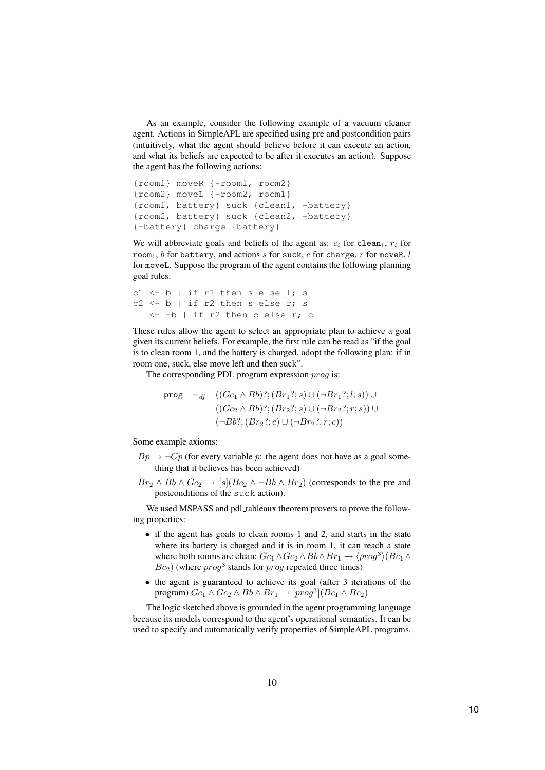As an example, consider the following example of a vacuum cleaner agent. Actions in SimpleAPL are specified using pre and postcondition pairs (intuitively, what the agent should believe before it can execute an action, and what its beliefs are expected to be after it executes an action). Suppose the agent has the following actions:

```
{room1} moveR {-room1, room2}
{room2} moveL {-room2, room1}
{room1, battery} suck {clean1, -battery}
{room2, battery} suck {clean2, -battery}
{-battery} charge {battery}
```

We will abbreviate goals and beliefs of the agent as: $c_i$ for `clean_i`, $r_i$ for `room_i`, $b$ for `battery`, and actions $s$ for `suck`, $c$ for `charge`, $r$ for `moveR`, $l$ for `moveL`. Suppose the program of the agent contains the following planning goal rules:

```
c1 <- b | if r1 then s else l; s
c2 <- b | if r2 then s else r; s
   <- -b | if r2 then c else r; c
```

These rules allow the agent to select an appropriate plan to achieve a goal given its current beliefs. For example, the first rule can be read as "if the goal is to clean room 1, and the battery is charged, adopt the following plan: if in room one, suck, else move left and then suck".

The corresponding PDL program expression $prog$ is:

$$
\begin{aligned}
\texttt{prog} \;=_{df}\; & ((Gc_1 \wedge Bb)?; (Br_1?; s) \cup (\neg Br_1?; l; s)) \cup \\
& ((Gc_2 \wedge Bb)?; (Br_2?; s) \cup (\neg Br_2?; r; s)) \cup \\
& (\neg Bb?; (Br_2?; c) \cup (\neg Br_2?; r; c))
\end{aligned}
$$

Some example axioms:

$Bp \rightarrow \neg Gp$ (for every variable $p$: the agent does not have as a goal something that it believes has been achieved)

$Br_2 \wedge Bb \wedge Gc_2 \rightarrow [s](Bc_2 \wedge \neg Bb \wedge Br_2)$ (corresponds to the pre and postconditions of the `suck` action).

We used MSPASS and pdl_tableaux theorem provers to prove the following properties:

- if the agent has goals to clean rooms 1 and 2, and starts in the state where its battery is charged and it is in room 1, it can reach a state where both rooms are clean: $Gc_1 \wedge Gc_2 \wedge Bb \wedge Br_1 \rightarrow \langle prog^3 \rangle (Bc_1 \wedge Bc_2)$ (where $prog^3$ stands for $prog$ repeated three times)
- the agent is guaranteed to achieve its goal (after 3 iterations of the program) $Gc_1 \wedge Gc_2 \wedge Bb \wedge Br_1 \rightarrow [prog^3](Bc_1 \wedge Bc_2)$

The logic sketched above is grounded in the agent programming language because its models correspond to the agent's operational semantics. It can be used to specify and automatically verify properties of SimpleAPL programs.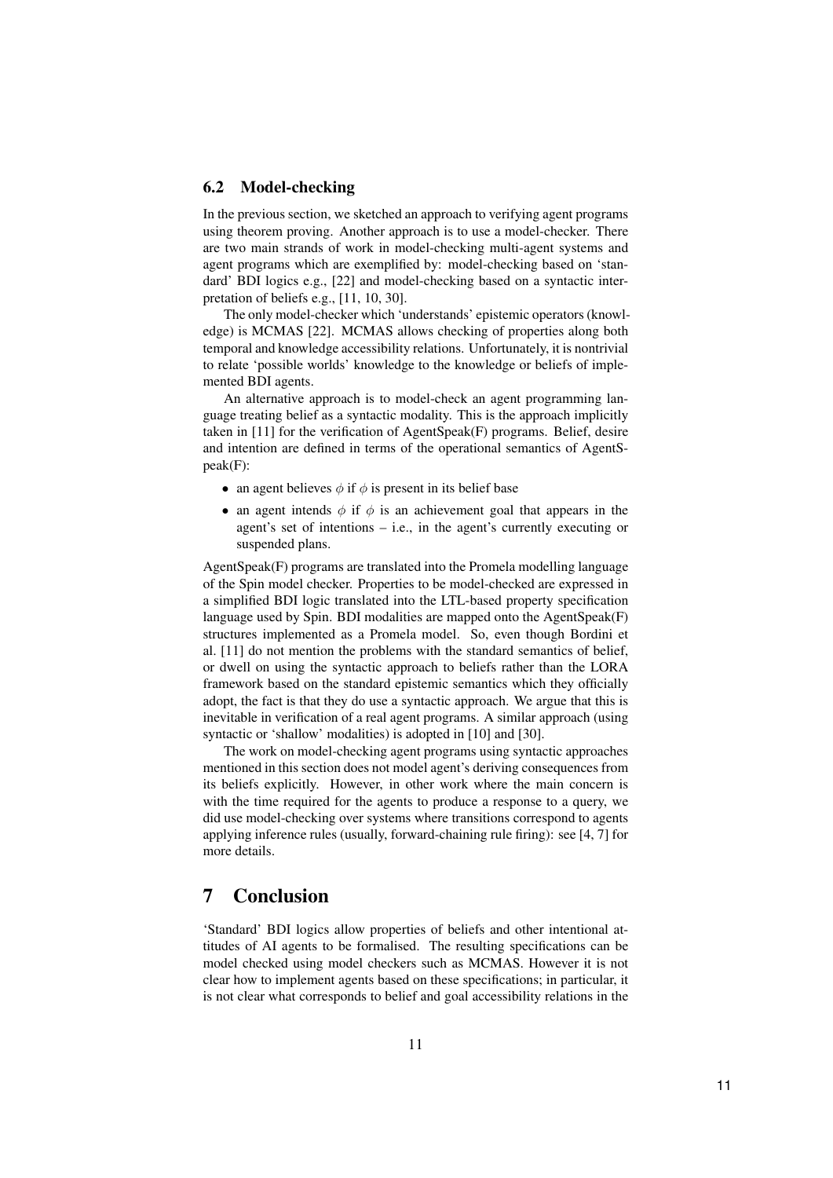### 6.2 Model-checking

In the previous section, we sketched an approach to verifying agent programs using theorem proving. Another approach is to use a model-checker. There are two main strands of work in model-checking multi-agent systems and agent programs which are exemplified by: model-checking based on 'standard' BDI logics e.g., [22] and model-checking based on a syntactic interpretation of beliefs e.g., [11, 10, 30].

The only model-checker which 'understands' epistemic operators (knowledge) is MCMAS [22]. MCMAS allows checking of properties along both temporal and knowledge accessibility relations. Unfortunately, it is nontrivial to relate 'possible worlds' knowledge to the knowledge or beliefs of implemented BDI agents.

An alternative approach is to model-check an agent programming language treating belief as a syntactic modality. This is the approach implicitly taken in [11] for the verification of AgentSpeak(F) programs. Belief, desire and intention are defined in terms of the operational semantics of AgentSpeak(F):

- an agent believes $\phi$ if $\phi$ is present in its belief base
- an agent intends $\phi$ if $\phi$ is an achievement goal that appears in the agent's set of intentions – i.e., in the agent's currently executing or suspended plans.

AgentSpeak(F) programs are translated into the Promela modelling language of the Spin model checker. Properties to be model-checked are expressed in a simplified BDI logic translated into the LTL-based property specification language used by Spin. BDI modalities are mapped onto the AgentSpeak(F) structures implemented as a Promela model. So, even though Bordini et al. [11] do not mention the problems with the standard semantics of belief, or dwell on using the syntactic approach to beliefs rather than the LORA framework based on the standard epistemic semantics which they officially adopt, the fact is that they do use a syntactic approach. We argue that this is inevitable in verification of a real agent programs. A similar approach (using syntactic or 'shallow' modalities) is adopted in [10] and [30].

The work on model-checking agent programs using syntactic approaches mentioned in this section does not model agent's deriving consequences from its beliefs explicitly. However, in other work where the main concern is with the time required for the agents to produce a response to a query, we did use model-checking over systems where transitions correspond to agents applying inference rules (usually, forward-chaining rule firing): see [4, 7] for more details.

# 7 Conclusion

'Standard' BDI logics allow properties of beliefs and other intentional attitudes of AI agents to be formalised. The resulting specifications can be model checked using model checkers such as MCMAS. However it is not clear how to implement agents based on these specifications; in particular, it is not clear what corresponds to belief and goal accessibility relations in the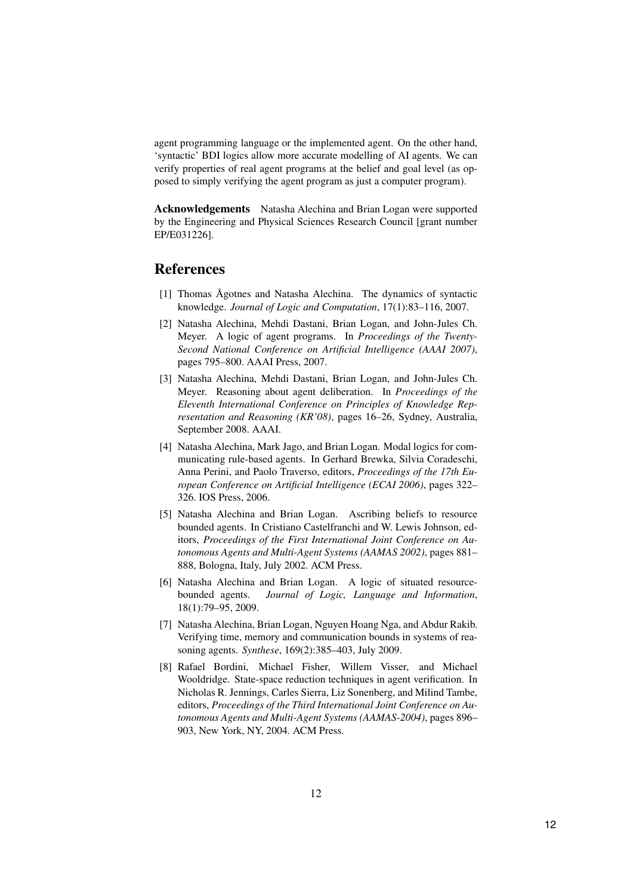agent programming language or the implemented agent. On the other hand, 'syntactic' BDI logics allow more accurate modelling of AI agents. We can verify properties of real agent programs at the belief and goal level (as opposed to simply verifying the agent program as just a computer program).

**Acknowledgements** Natasha Alechina and Brian Logan were supported by the Engineering and Physical Sciences Research Council [grant number EP/E031226].

## References

[1] Thomas Ågotnes and Natasha Alechina. The dynamics of syntactic knowledge. *Journal of Logic and Computation*, 17(1):83–116, 2007.

[2] Natasha Alechina, Mehdi Dastani, Brian Logan, and John-Jules Ch. Meyer. A logic of agent programs. In *Proceedings of the Twenty-Second National Conference on Artificial Intelligence (AAAI 2007)*, pages 795–800. AAAI Press, 2007.

[3] Natasha Alechina, Mehdi Dastani, Brian Logan, and John-Jules Ch. Meyer. Reasoning about agent deliberation. In *Proceedings of the Eleventh International Conference on Principles of Knowledge Representation and Reasoning (KR'08)*, pages 16–26, Sydney, Australia, September 2008. AAAI.

[4] Natasha Alechina, Mark Jago, and Brian Logan. Modal logics for communicating rule-based agents. In Gerhard Brewka, Silvia Coradeschi, Anna Perini, and Paolo Traverso, editors, *Proceedings of the 17th European Conference on Artificial Intelligence (ECAI 2006)*, pages 322–326. IOS Press, 2006.

[5] Natasha Alechina and Brian Logan. Ascribing beliefs to resource bounded agents. In Cristiano Castelfranchi and W. Lewis Johnson, editors, *Proceedings of the First International Joint Conference on Autonomous Agents and Multi-Agent Systems (AAMAS 2002)*, pages 881–888, Bologna, Italy, July 2002. ACM Press.

[6] Natasha Alechina and Brian Logan. A logic of situated resource-bounded agents. *Journal of Logic, Language and Information*, 18(1):79–95, 2009.

[7] Natasha Alechina, Brian Logan, Nguyen Hoang Nga, and Abdur Rakib. Verifying time, memory and communication bounds in systems of reasoning agents. *Synthese*, 169(2):385–403, July 2009.

[8] Rafael Bordini, Michael Fisher, Willem Visser, and Michael Wooldridge. State-space reduction techniques in agent verification. In Nicholas R. Jennings, Carles Sierra, Liz Sonenberg, and Milind Tambe, editors, *Proceedings of the Third International Joint Conference on Autonomous Agents and Multi-Agent Systems (AAMAS-2004)*, pages 896–903, New York, NY, 2004. ACM Press.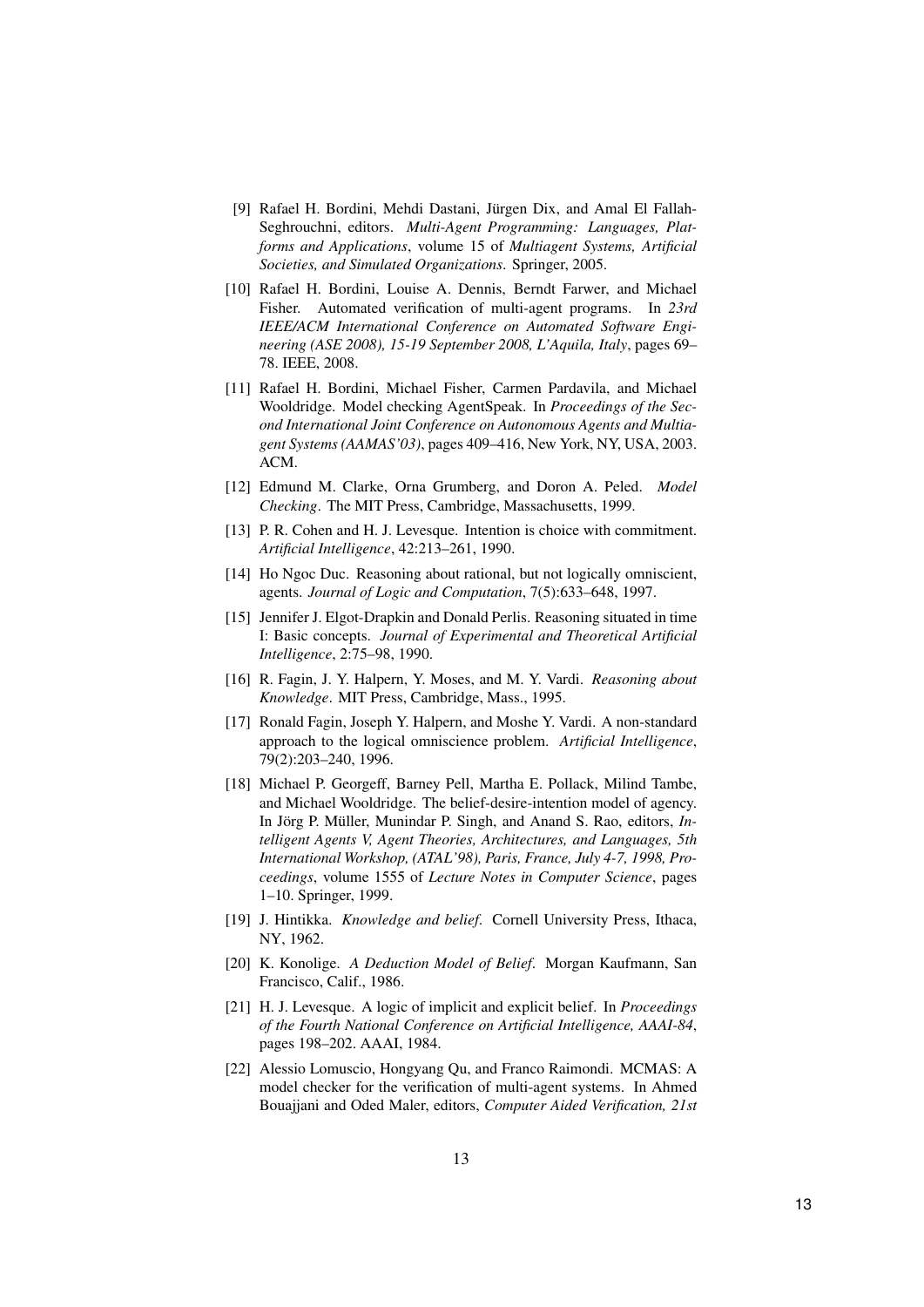[9] Rafael H. Bordini, Mehdi Dastani, Jürgen Dix, and Amal El Fallah-Seghrouchni, editors. *Multi-Agent Programming: Languages, Platforms and Applications*, volume 15 of *Multiagent Systems, Artificial Societies, and Simulated Organizations*. Springer, 2005.

[10] Rafael H. Bordini, Louise A. Dennis, Berndt Farwer, and Michael Fisher. Automated verification of multi-agent programs. In *23rd IEEE/ACM International Conference on Automated Software Engineering (ASE 2008), 15-19 September 2008, L'Aquila, Italy*, pages 69–78. IEEE, 2008.

[11] Rafael H. Bordini, Michael Fisher, Carmen Pardavila, and Michael Wooldridge. Model checking AgentSpeak. In *Proceedings of the Second International Joint Conference on Autonomous Agents and Multiagent Systems (AAMAS'03)*, pages 409–416, New York, NY, USA, 2003. ACM.

[12] Edmund M. Clarke, Orna Grumberg, and Doron A. Peled. *Model Checking*. The MIT Press, Cambridge, Massachusetts, 1999.

[13] P. R. Cohen and H. J. Levesque. Intention is choice with commitment. *Artificial Intelligence*, 42:213–261, 1990.

[14] Ho Ngoc Duc. Reasoning about rational, but not logically omniscient, agents. *Journal of Logic and Computation*, 7(5):633–648, 1997.

[15] Jennifer J. Elgot-Drapkin and Donald Perlis. Reasoning situated in time I: Basic concepts. *Journal of Experimental and Theoretical Artificial Intelligence*, 2:75–98, 1990.

[16] R. Fagin, J. Y. Halpern, Y. Moses, and M. Y. Vardi. *Reasoning about Knowledge*. MIT Press, Cambridge, Mass., 1995.

[17] Ronald Fagin, Joseph Y. Halpern, and Moshe Y. Vardi. A non-standard approach to the logical omniscience problem. *Artificial Intelligence*, 79(2):203–240, 1996.

[18] Michael P. Georgeff, Barney Pell, Martha E. Pollack, Milind Tambe, and Michael Wooldridge. The belief-desire-intention model of agency. In Jörg P. Müller, Munindar P. Singh, and Anand S. Rao, editors, *Intelligent Agents V, Agent Theories, Architectures, and Languages, 5th International Workshop, (ATAL'98), Paris, France, July 4-7, 1998, Proceedings*, volume 1555 of *Lecture Notes in Computer Science*, pages 1–10. Springer, 1999.

[19] J. Hintikka. *Knowledge and belief*. Cornell University Press, Ithaca, NY, 1962.

[20] K. Konolige. *A Deduction Model of Belief*. Morgan Kaufmann, San Francisco, Calif., 1986.

[21] H. J. Levesque. A logic of implicit and explicit belief. In *Proceedings of the Fourth National Conference on Artificial Intelligence, AAAI-84*, pages 198–202. AAAI, 1984.

[22] Alessio Lomuscio, Hongyang Qu, and Franco Raimondi. MCMAS: A model checker for the verification of multi-agent systems. In Ahmed Bouajjani and Oded Maler, editors, *Computer Aided Verification, 21st*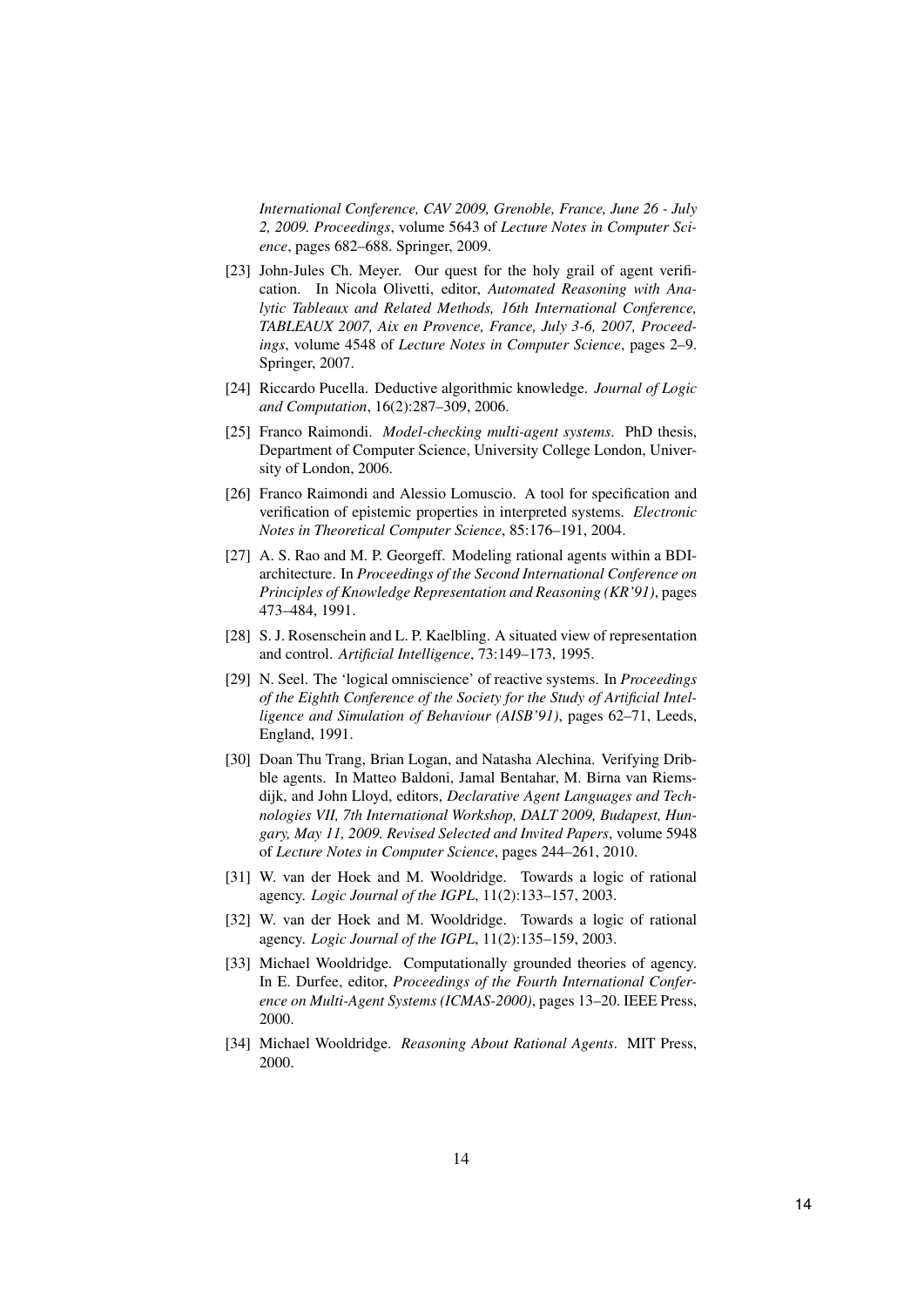*International Conference, CAV 2009, Grenoble, France, June 26 - July 2, 2009. Proceedings*, volume 5643 of *Lecture Notes in Computer Science*, pages 682–688. Springer, 2009.

[23] John-Jules Ch. Meyer. Our quest for the holy grail of agent verification. In Nicola Olivetti, editor, *Automated Reasoning with Analytic Tableaux and Related Methods, 16th International Conference, TABLEAUX 2007, Aix en Provence, France, July 3-6, 2007, Proceedings*, volume 4548 of *Lecture Notes in Computer Science*, pages 2–9. Springer, 2007.

[24] Riccardo Pucella. Deductive algorithmic knowledge. *Journal of Logic and Computation*, 16(2):287–309, 2006.

[25] Franco Raimondi. *Model-checking multi-agent systems*. PhD thesis, Department of Computer Science, University College London, University of London, 2006.

[26] Franco Raimondi and Alessio Lomuscio. A tool for specification and verification of epistemic properties in interpreted systems. *Electronic Notes in Theoretical Computer Science*, 85:176–191, 2004.

[27] A. S. Rao and M. P. Georgeff. Modeling rational agents within a BDI-architecture. In *Proceedings of the Second International Conference on Principles of Knowledge Representation and Reasoning (KR'91)*, pages 473–484, 1991.

[28] S. J. Rosenschein and L. P. Kaelbling. A situated view of representation and control. *Artificial Intelligence*, 73:149–173, 1995.

[29] N. Seel. The 'logical omniscience' of reactive systems. In *Proceedings of the Eighth Conference of the Society for the Study of Artificial Intelligence and Simulation of Behaviour (AISB'91)*, pages 62–71, Leeds, England, 1991.

[30] Doan Thu Trang, Brian Logan, and Natasha Alechina. Verifying Dribble agents. In Matteo Baldoni, Jamal Bentahar, M. Birna van Riemsdijk, and John Lloyd, editors, *Declarative Agent Languages and Technologies VII, 7th International Workshop, DALT 2009, Budapest, Hungary, May 11, 2009. Revised Selected and Invited Papers*, volume 5948 of *Lecture Notes in Computer Science*, pages 244–261, 2010.

[31] W. van der Hoek and M. Wooldridge. Towards a logic of rational agency. *Logic Journal of the IGPL*, 11(2):133–157, 2003.

[32] W. van der Hoek and M. Wooldridge. Towards a logic of rational agency. *Logic Journal of the IGPL*, 11(2):135–159, 2003.

[33] Michael Wooldridge. Computationally grounded theories of agency. In E. Durfee, editor, *Proceedings of the Fourth International Conference on Multi-Agent Systems (ICMAS-2000)*, pages 13–20. IEEE Press, 2000.

[34] Michael Wooldridge. *Reasoning About Rational Agents*. MIT Press, 2000.